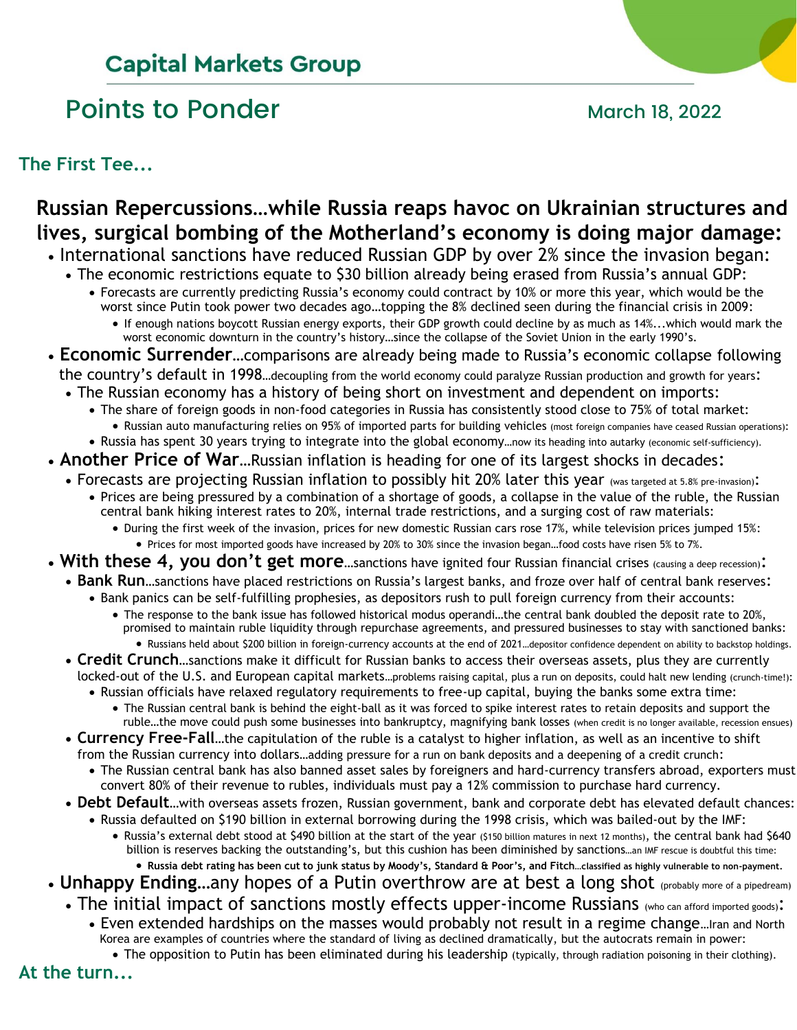## Capital Markets Group

# Points to Ponder

March 18, 2022

### The First Tee...

**Russian Repercussions…while Russia reaps havoc on Ukrainian structures and lives, surgical bombing of the Motherland's economy is doing major damage:**

- International sanctions have reduced Russian GDP by over 2% since the invasion began:
  - The economic restrictions equate to $30 billion already being erased from Russia's annual GDP:
    - Forecasts are currently predicting Russia's economy could contract by 10% or more this year, which would be the worst since Putin took power two decades ago…topping the 8% declined seen during the financial crisis in 2009:
      - If enough nations boycott Russian energy exports, their GDP growth could decline by as much as 14%...which would mark the worst economic downturn in the country's history…since the collapse of the Soviet Union in the early 1990's.
- **Economic Surrender**…comparisons are already being made to Russia's economic collapse following the country's default in 1998…decoupling from the world economy could paralyze Russian production and growth for years:
  - The Russian economy has a history of being short on investment and dependent on imports:
    - The share of foreign goods in non-food categories in Russia has consistently stood close to 75% of total market:
      - Russian auto manufacturing relies on 95% of imported parts for building vehicles (most foreign companies have ceased Russian operations):
    - Russia has spent 30 years trying to integrate into the global economy…now its heading into autarky (economic self-sufficiency).
- **Another Price of War**…Russian inflation is heading for one of its largest shocks in decades:
  - Forecasts are projecting Russian inflation to possibly hit 20% later this year (was targeted at 5.8% pre-invasion):
    - Prices are being pressured by a combination of a shortage of goods, a collapse in the value of the ruble, the Russian central bank hiking interest rates to 20%, internal trade restrictions, and a surging cost of raw materials:
      - During the first week of the invasion, prices for new domestic Russian cars rose 17%, while television prices jumped 15%:
        - Prices for most imported goods have increased by 20% to 30% since the invasion began…food costs have risen 5% to 7%.
- **With these 4, you don't get more**…sanctions have ignited four Russian financial crises (causing a deep recession):
  - **Bank Run**…sanctions have placed restrictions on Russia's largest banks, and froze over half of central bank reserves:
    - Bank panics can be self-fulfilling prophesies, as depositors rush to pull foreign currency from their accounts:
      - The response to the bank issue has followed historical modus operandi…the central bank doubled the deposit rate to 20%, promised to maintain ruble liquidity through repurchase agreements, and pressured businesses to stay with sanctioned banks:
        - Russians held about $200 billion in foreign-currency accounts at the end of 2021…depositor confidence dependent on ability to backstop holdings.
  - **Credit Crunch**…sanctions make it difficult for Russian banks to access their overseas assets, plus they are currently locked-out of the U.S. and European capital markets…problems raising capital, plus a run on deposits, could halt new lending (crunch-time!):
    - Russian officials have relaxed regulatory requirements to free-up capital, buying the banks some extra time:
      - The Russian central bank is behind the eight-ball as it was forced to spike interest rates to retain deposits and support the ruble…the move could push some businesses into bankruptcy, magnifying bank losses (when credit is no longer available, recession ensues)
  - **Currency Free-Fall**…the capitulation of the ruble is a catalyst to higher inflation, as well as an incentive to shift from the Russian currency into dollars…adding pressure for a run on bank deposits and a deepening of a credit crunch:
    - The Russian central bank has also banned asset sales by foreigners and hard-currency transfers abroad, exporters must convert 80% of their revenue to rubles, individuals must pay a 12% commission to purchase hard currency.
  - **Debt Default**…with overseas assets frozen, Russian government, bank and corporate debt has elevated default chances:
    - Russia defaulted on $190 billion in external borrowing during the 1998 crisis, which was bailed-out by the IMF:
      - Russia's external debt stood at $490 billion at the start of the year ($150 billion matures in next 12 months), the central bank had $640 billion is reserves backing the outstanding's, but this cushion has been diminished by sanctions…an IMF rescue is doubtful this time:
        - **Russia debt rating has been cut to junk status by Moody's, Standard & Poor's, and Fitch…classified as highly vulnerable to non-payment.**
- **Unhappy Ending**…any hopes of a Putin overthrow are at best a long shot (probably more of a pipedream)
  - The initial impact of sanctions mostly effects upper-income Russians (who can afford imported goods):
    - Even extended hardships on the masses would probably not result in a regime change…Iran and North Korea are examples of countries where the standard of living as declined dramatically, but the autocrats remain in power:
      - The opposition to Putin has been eliminated during his leadership (typically, through radiation poisoning in their clothing).

### At the turn...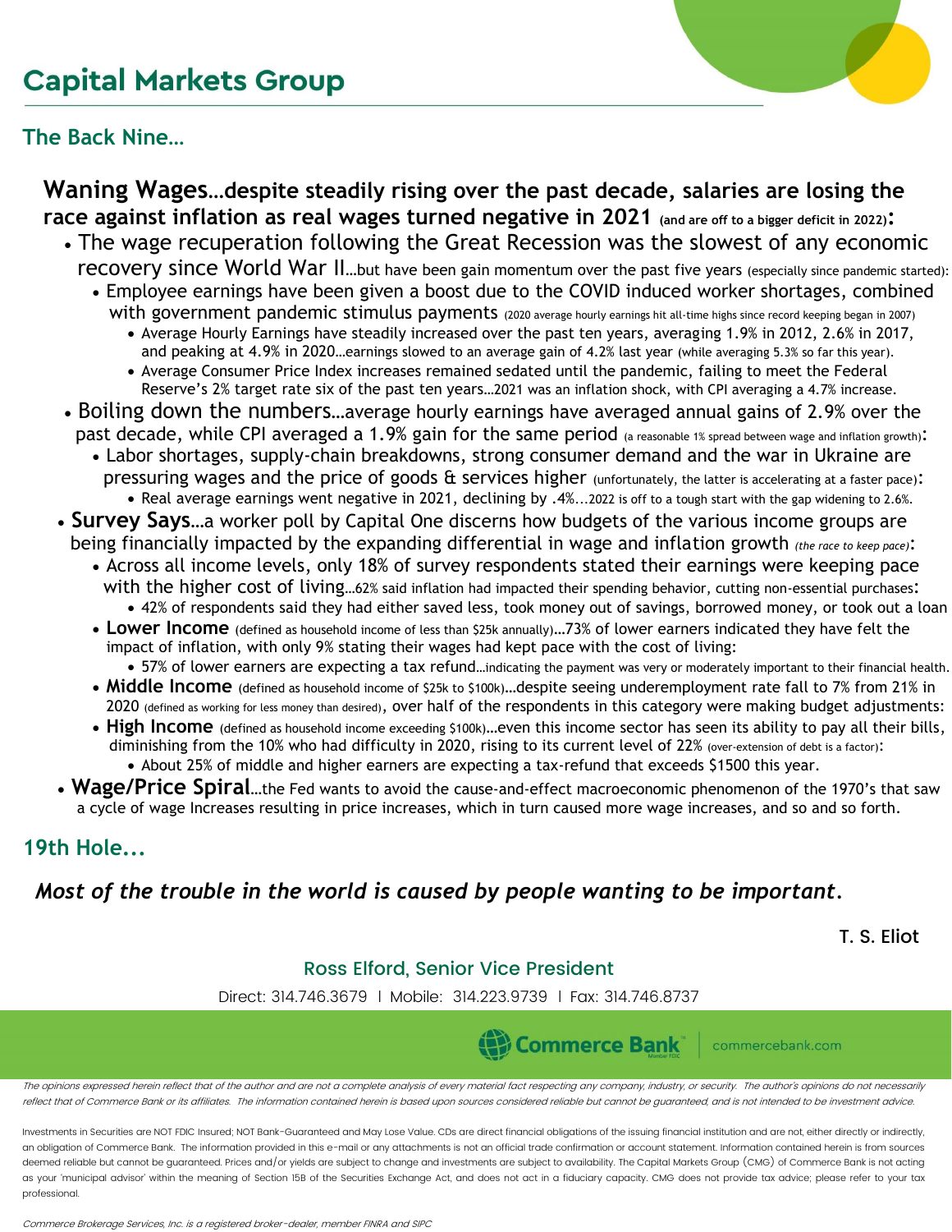## Capital Markets Group

### The Back Nine…

**Waning Wages…despite steadily rising over the past decade, salaries are losing the race against inflation as real wages turned negative in 2021 (and are off to a bigger deficit in 2022):**

- The wage recuperation following the Great Recession was the slowest of any economic recovery since World War II…but have been gain momentum over the past five years (especially since pandemic started):
  - Employee earnings have been given a boost due to the COVID induced worker shortages, combined with government pandemic stimulus payments (2020 average hourly earnings hit all-time highs since record keeping began in 2007)
    - Average Hourly Earnings have steadily increased over the past ten years, averaging 1.9% in 2012, 2.6% in 2017, and peaking at 4.9% in 2020…earnings slowed to an average gain of 4.2% last year (while averaging 5.3% so far this year).
    - Average Consumer Price Index increases remained sedated until the pandemic, failing to meet the Federal Reserve's 2% target rate six of the past ten years…2021 was an inflation shock, with CPI averaging a 4.7% increase.
- Boiling down the numbers…average hourly earnings have averaged annual gains of 2.9% over the past decade, while CPI averaged a 1.9% gain for the same period (a reasonable 1% spread between wage and inflation growth):
  - Labor shortages, supply-chain breakdowns, strong consumer demand and the war in Ukraine are pressuring wages and the price of goods & services higher (unfortunately, the latter is accelerating at a faster pace):
    - Real average earnings went negative in 2021, declining by .4%…2022 is off to a tough start with the gap widening to 2.6%.
- **Survey Says**…a worker poll by Capital One discerns how budgets of the various income groups are being financially impacted by the expanding differential in wage and inflation growth *(the race to keep pace)*:
  - Across all income levels, only 18% of survey respondents stated their earnings were keeping pace with the higher cost of living…62% said inflation had impacted their spending behavior, cutting non-essential purchases:
    - 42% of respondents said they had either saved less, took money out of savings, borrowed money, or took out a loan
  - **Lower Income** (defined as household income of less than $25k annually)…73% of lower earners indicated they have felt the impact of inflation, with only 9% stating their wages had kept pace with the cost of living:
    - 57% of lower earners are expecting a tax refund…indicating the payment was very or moderately important to their financial health.
  - **Middle Income** (defined as household income of $25k to $100k)…despite seeing underemployment rate fall to 7% from 21% in 2020 (defined as working for less money than desired), over half of the respondents in this category were making budget adjustments:
  - **High Income** (defined as household income exceeding $100k)…even this income sector has seen its ability to pay all their bills, diminishing from the 10% who had difficulty in 2020, rising to its current level of 22% (over-extension of debt is a factor):
    - About 25% of middle and higher earners are expecting a tax-refund that exceeds $1500 this year.
- **Wage/Price Spiral**…the Fed wants to avoid the cause-and-effect macroeconomic phenomenon of the 1970's that saw a cycle of wage Increases resulting in price increases, which in turn caused more wage increases, and so and so forth.

### 19th Hole...

***Most of the trouble in the world is caused by people wanting to be important.***

T. S. Eliot

Ross Elford, Senior Vice President

Direct: 314.746.3679 | Mobile: 314.223.9739 | Fax: 314.746.8737

Commerce Bank | commercebank.com

*The opinions expressed herein reflect that of the author and are not a complete analysis of every material fact respecting any company, industry, or security. The author's opinions do not necessarily reflect that of Commerce Bank or its affiliates. The information contained herein is based upon sources considered reliable but cannot be guaranteed, and is not intended to be investment advice.*

Investments in Securities are NOT FDIC Insured; NOT Bank-Guaranteed and May Lose Value. CDs are direct financial obligations of the issuing financial institution and are not, either directly or indirectly, an obligation of Commerce Bank. The information provided in this e-mail or any attachments is not an official trade confirmation or account statement. Information contained herein is from sources deemed reliable but cannot be guaranteed. Prices and/or yields are subject to change and investments are subject to availability. The Capital Markets Group (CMG) of Commerce Bank is not acting as your 'municipal advisor' within the meaning of Section 15B of the Securities Exchange Act, and does not act in a fiduciary capacity. CMG does not provide tax advice; please refer to your tax professional.

*Commerce Brokerage Services, Inc. is a registered broker-dealer, member FINRA and SIPC*